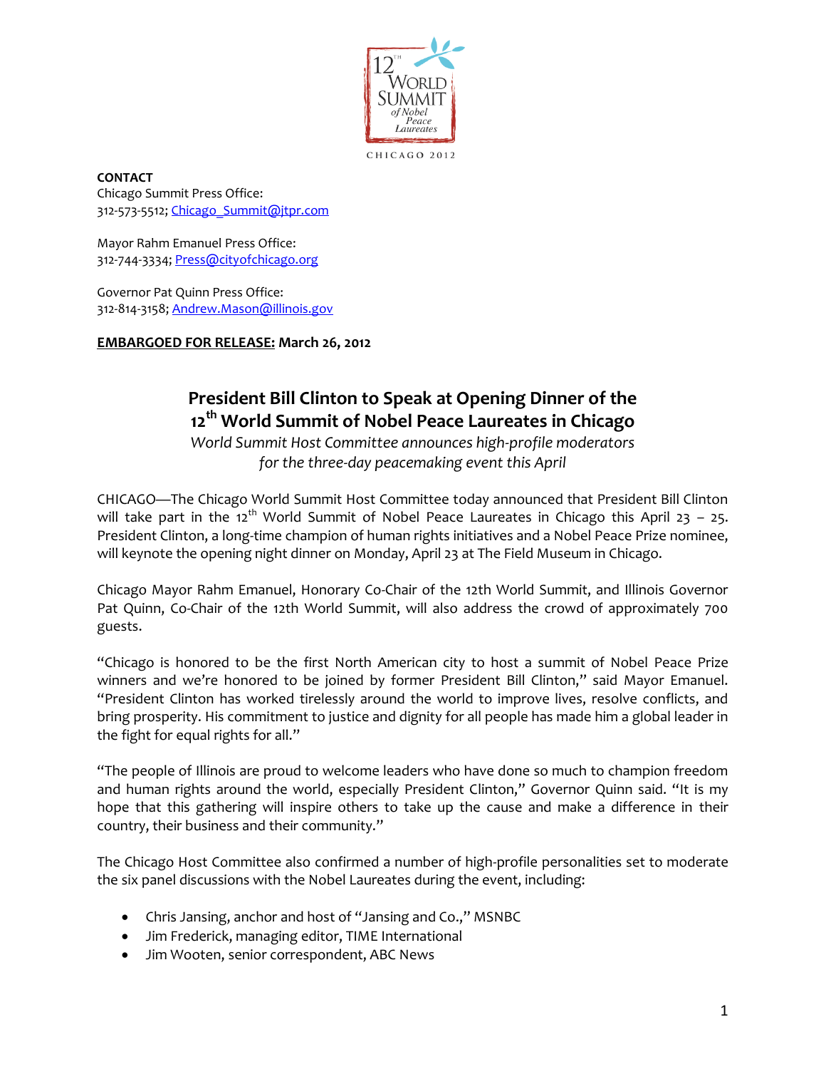12TH WORLD SUMMIT of Nobel Peace Laureates

CHICAGO 2012

**CONTACT**
Chicago Summit Press Office:
312-573-5512; Chicago_Summit@jtpr.com

Mayor Rahm Emanuel Press Office:
312-744-3334; Press@cityofchicago.org

Governor Pat Quinn Press Office:
312-814-3158; Andrew.Mason@illinois.gov

**EMBARGOED FOR RELEASE: March 26, 2012**

# President Bill Clinton to Speak at Opening Dinner of the 12th World Summit of Nobel Peace Laureates in Chicago

*World Summit Host Committee announces high-profile moderators for the three-day peacemaking event this April*

CHICAGO—The Chicago World Summit Host Committee today announced that President Bill Clinton will take part in the 12th World Summit of Nobel Peace Laureates in Chicago this April 23 – 25. President Clinton, a long-time champion of human rights initiatives and a Nobel Peace Prize nominee, will keynote the opening night dinner on Monday, April 23 at The Field Museum in Chicago.

Chicago Mayor Rahm Emanuel, Honorary Co-Chair of the 12th World Summit, and Illinois Governor Pat Quinn, Co-Chair of the 12th World Summit, will also address the crowd of approximately 700 guests.

"Chicago is honored to be the first North American city to host a summit of Nobel Peace Prize winners and we're honored to be joined by former President Bill Clinton," said Mayor Emanuel. "President Clinton has worked tirelessly around the world to improve lives, resolve conflicts, and bring prosperity. His commitment to justice and dignity for all people has made him a global leader in the fight for equal rights for all."

"The people of Illinois are proud to welcome leaders who have done so much to champion freedom and human rights around the world, especially President Clinton," Governor Quinn said. "It is my hope that this gathering will inspire others to take up the cause and make a difference in their country, their business and their community."

The Chicago Host Committee also confirmed a number of high-profile personalities set to moderate the six panel discussions with the Nobel Laureates during the event, including:

- Chris Jansing, anchor and host of "Jansing and Co.," MSNBC
- Jim Frederick, managing editor, TIME International
- Jim Wooten, senior correspondent, ABC News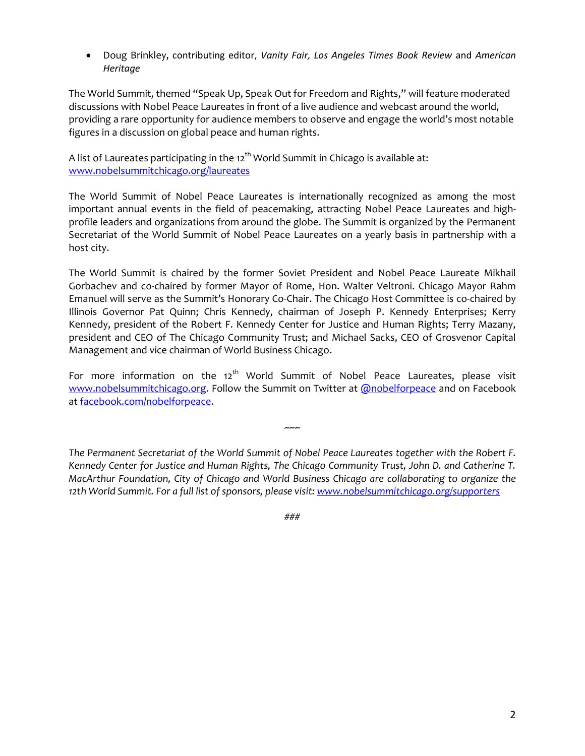- Doug Brinkley, contributing editor, *Vanity Fair, Los Angeles Times Book Review* and *American Heritage*

The World Summit, themed "Speak Up, Speak Out for Freedom and Rights," will feature moderated discussions with Nobel Peace Laureates in front of a live audience and webcast around the world, providing a rare opportunity for audience members to observe and engage the world's most notable figures in a discussion on global peace and human rights.

A list of Laureates participating in the 12th World Summit in Chicago is available at: www.nobelsummitchicago.org/laureates

The World Summit of Nobel Peace Laureates is internationally recognized as among the most important annual events in the field of peacemaking, attracting Nobel Peace Laureates and high-profile leaders and organizations from around the globe. The Summit is organized by the Permanent Secretariat of the World Summit of Nobel Peace Laureates on a yearly basis in partnership with a host city.

The World Summit is chaired by the former Soviet President and Nobel Peace Laureate Mikhail Gorbachev and co-chaired by former Mayor of Rome, Hon. Walter Veltroni. Chicago Mayor Rahm Emanuel will serve as the Summit's Honorary Co-Chair. The Chicago Host Committee is co-chaired by Illinois Governor Pat Quinn; Chris Kennedy, chairman of Joseph P. Kennedy Enterprises; Kerry Kennedy, president of the Robert F. Kennedy Center for Justice and Human Rights; Terry Mazany, president and CEO of The Chicago Community Trust; and Michael Sacks, CEO of Grosvenor Capital Management and vice chairman of World Business Chicago.

For more information on the 12th World Summit of Nobel Peace Laureates, please visit www.nobelsummitchicago.org. Follow the Summit on Twitter at @nobelforpeace and on Facebook at facebook.com/nobelforpeace.

~~~

*The Permanent Secretariat of the World Summit of Nobel Peace Laureates together with the Robert F. Kennedy Center for Justice and Human Rights, The Chicago Community Trust, John D. and Catherine T. MacArthur Foundation, City of Chicago and World Business Chicago are collaborating to organize the 12th World Summit. For a full list of sponsors, please visit: www.nobelsummitchicago.org/supporters*

###